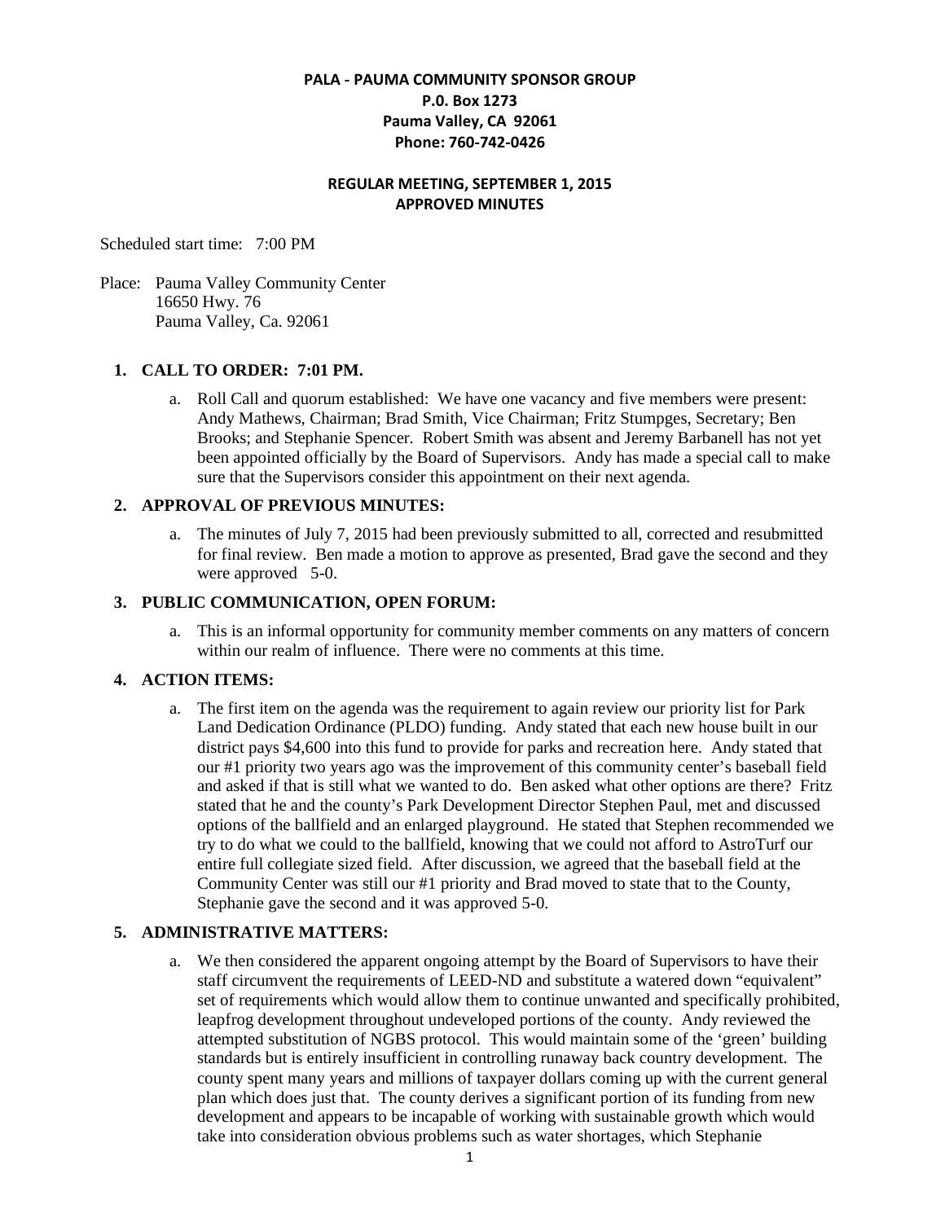**PALA - PAUMA COMMUNITY SPONSOR GROUP**
**P.0. Box 1273**
**Pauma Valley, CA 92061**
**Phone: 760-742-0426**

**REGULAR MEETING, SEPTEMBER 1, 2015**
**APPROVED MINUTES**

Scheduled start time: 7:00 PM

Place: Pauma Valley Community Center
16650 Hwy. 76
Pauma Valley, Ca. 92061

1. **CALL TO ORDER: 7:01 PM.**
   a. Roll Call and quorum established: We have one vacancy and five members were present: Andy Mathews, Chairman; Brad Smith, Vice Chairman; Fritz Stumpges, Secretary; Ben Brooks; and Stephanie Spencer. Robert Smith was absent and Jeremy Barbanell has not yet been appointed officially by the Board of Supervisors. Andy has made a special call to make sure that the Supervisors consider this appointment on their next agenda.

2. **APPROVAL OF PREVIOUS MINUTES:**
   a. The minutes of July 7, 2015 had been previously submitted to all, corrected and resubmitted for final review. Ben made a motion to approve as presented, Brad gave the second and they were approved 5-0.

3. **PUBLIC COMMUNICATION, OPEN FORUM:**
   a. This is an informal opportunity for community member comments on any matters of concern within our realm of influence. There were no comments at this time.

4. **ACTION ITEMS:**
   a. The first item on the agenda was the requirement to again review our priority list for Park Land Dedication Ordinance (PLDO) funding. Andy stated that each new house built in our district pays $4,600 into this fund to provide for parks and recreation here. Andy stated that our #1 priority two years ago was the improvement of this community center's baseball field and asked if that is still what we wanted to do. Ben asked what other options are there? Fritz stated that he and the county's Park Development Director Stephen Paul, met and discussed options of the ballfield and an enlarged playground. He stated that Stephen recommended we try to do what we could to the ballfield, knowing that we could not afford to AstroTurf our entire full collegiate sized field. After discussion, we agreed that the baseball field at the Community Center was still our #1 priority and Brad moved to state that to the County, Stephanie gave the second and it was approved 5-0.

5. **ADMINISTRATIVE MATTERS:**
   a. We then considered the apparent ongoing attempt by the Board of Supervisors to have their staff circumvent the requirements of LEED-ND and substitute a watered down "equivalent" set of requirements which would allow them to continue unwanted and specifically prohibited, leapfrog development throughout undeveloped portions of the county. Andy reviewed the attempted substitution of NGBS protocol. This would maintain some of the 'green' building standards but is entirely insufficient in controlling runaway back country development. The county spent many years and millions of taxpayer dollars coming up with the current general plan which does just that. The county derives a significant portion of its funding from new development and appears to be incapable of working with sustainable growth which would take into consideration obvious problems such as water shortages, which Stephanie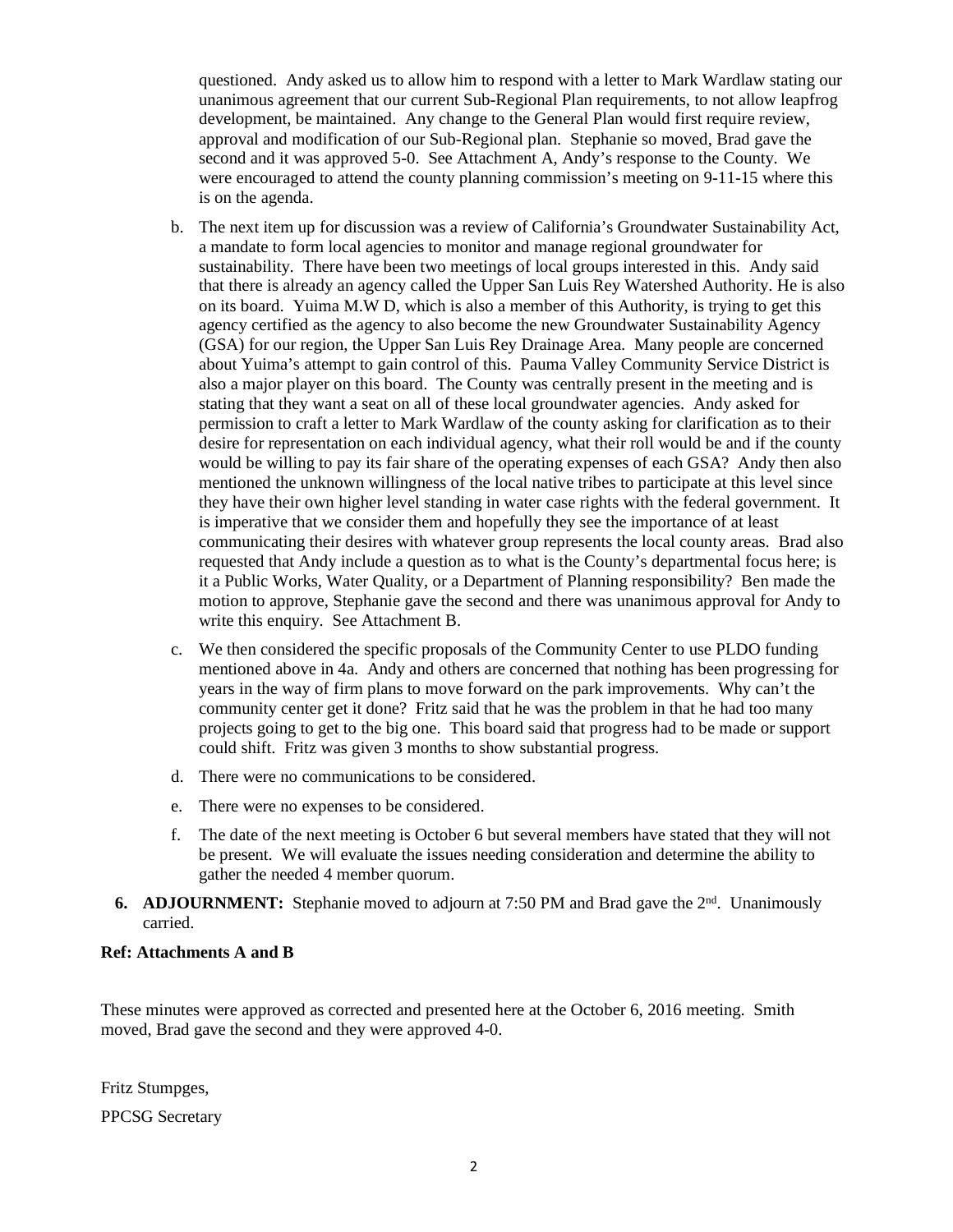questioned. Andy asked us to allow him to respond with a letter to Mark Wardlaw stating our unanimous agreement that our current Sub-Regional Plan requirements, to not allow leapfrog development, be maintained. Any change to the General Plan would first require review, approval and modification of our Sub-Regional plan. Stephanie so moved, Brad gave the second and it was approved 5-0. See Attachment A, Andy's response to the County. We were encouraged to attend the county planning commission's meeting on 9-11-15 where this is on the agenda.

b. The next item up for discussion was a review of California's Groundwater Sustainability Act, a mandate to form local agencies to monitor and manage regional groundwater for sustainability. There have been two meetings of local groups interested in this. Andy said that there is already an agency called the Upper San Luis Rey Watershed Authority. He is also on its board. Yuima M.W D, which is also a member of this Authority, is trying to get this agency certified as the agency to also become the new Groundwater Sustainability Agency (GSA) for our region, the Upper San Luis Rey Drainage Area. Many people are concerned about Yuima's attempt to gain control of this. Pauma Valley Community Service District is also a major player on this board. The County was centrally present in the meeting and is stating that they want a seat on all of these local groundwater agencies. Andy asked for permission to craft a letter to Mark Wardlaw of the county asking for clarification as to their desire for representation on each individual agency, what their roll would be and if the county would be willing to pay its fair share of the operating expenses of each GSA? Andy then also mentioned the unknown willingness of the local native tribes to participate at this level since they have their own higher level standing in water case rights with the federal government. It is imperative that we consider them and hopefully they see the importance of at least communicating their desires with whatever group represents the local county areas. Brad also requested that Andy include a question as to what is the County's departmental focus here; is it a Public Works, Water Quality, or a Department of Planning responsibility? Ben made the motion to approve, Stephanie gave the second and there was unanimous approval for Andy to write this enquiry. See Attachment B.

c. We then considered the specific proposals of the Community Center to use PLDO funding mentioned above in 4a. Andy and others are concerned that nothing has been progressing for years in the way of firm plans to move forward on the park improvements. Why can't the community center get it done? Fritz said that he was the problem in that he had too many projects going to get to the big one. This board said that progress had to be made or support could shift. Fritz was given 3 months to show substantial progress.

d. There were no communications to be considered.

e. There were no expenses to be considered.

f. The date of the next meeting is October 6 but several members have stated that they will not be present. We will evaluate the issues needing consideration and determine the ability to gather the needed 4 member quorum.

**6. ADJOURNMENT:** Stephanie moved to adjourn at 7:50 PM and Brad gave the 2nd. Unanimously carried.

**Ref: Attachments A and B**

These minutes were approved as corrected and presented here at the October 6, 2016 meeting. Smith moved, Brad gave the second and they were approved 4-0.

Fritz Stumpges,

PPCSG Secretary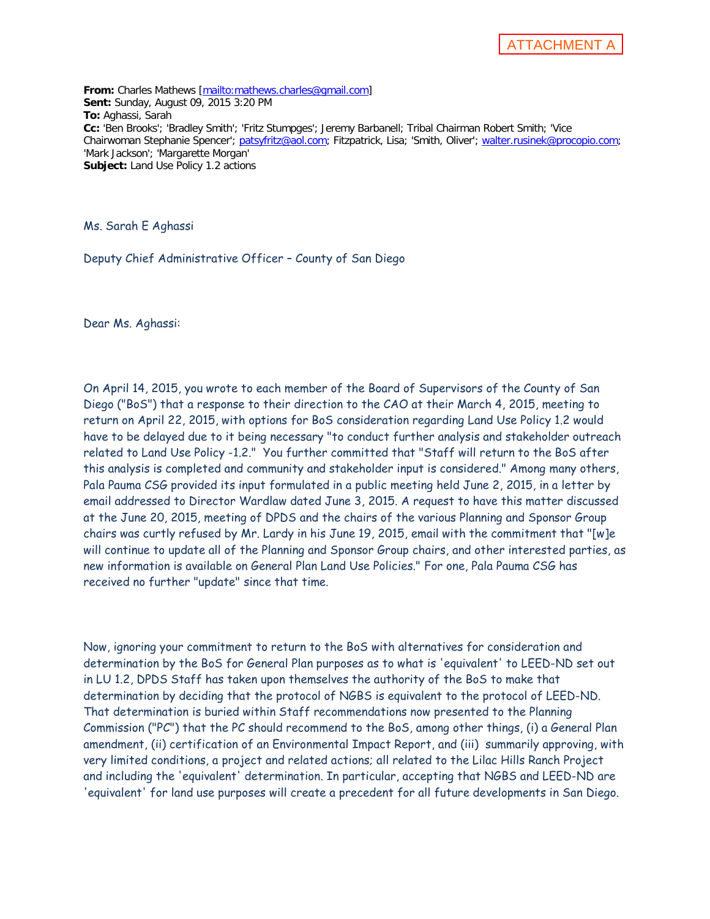ATTACHMENT A

**From:** Charles Mathews [mailto:mathews.charles@gmail.com]
**Sent:** Sunday, August 09, 2015 3:20 PM
**To:** Aghassi, Sarah
**Cc:** 'Ben Brooks'; 'Bradley Smith'; 'Fritz Stumpges'; Jeremy Barbanell; Tribal Chairman Robert Smith; 'Vice Chairwoman Stephanie Spencer'; patsyfritz@aol.com; Fitzpatrick, Lisa; 'Smith, Oliver'; walter.rusinek@procopio.com; 'Mark Jackson'; 'Margarette Morgan'
**Subject:** Land Use Policy 1.2 actions

Ms. Sarah E Aghassi

Deputy Chief Administrative Officer – County of San Diego

Dear Ms. Aghassi:

On April 14, 2015, you wrote to each member of the Board of Supervisors of the County of San Diego ("BoS") that a response to their direction to the CAO at their March 4, 2015, meeting to return on April 22, 2015, with options for BoS consideration regarding Land Use Policy 1.2 would have to be delayed due to it being necessary "to conduct further analysis and stakeholder outreach related to Land Use Policy -1.2." You further committed that "Staff will return to the BoS after this analysis is completed and community and stakeholder input is considered." Among many others, Pala Pauma CSG provided its input formulated in a public meeting held June 2, 2015, in a letter by email addressed to Director Wardlaw dated June 3, 2015. A request to have this matter discussed at the June 20, 2015, meeting of DPDS and the chairs of the various Planning and Sponsor Group chairs was curtly refused by Mr. Lardy in his June 19, 2015, email with the commitment that "[w]e will continue to update all of the Planning and Sponsor Group chairs, and other interested parties, as new information is available on General Plan Land Use Policies." For one, Pala Pauma CSG has received no further "update" since that time.

Now, ignoring your commitment to return to the BoS with alternatives for consideration and determination by the BoS for General Plan purposes as to what is 'equivalent' to LEED-ND set out in LU 1.2, DPDS Staff has taken upon themselves the authority of the BoS to make that determination by deciding that the protocol of NGBS is equivalent to the protocol of LEED-ND. That determination is buried within Staff recommendations now presented to the Planning Commission ("PC") that the PC should recommend to the BoS, among other things, (i) a General Plan amendment, (ii) certification of an Environmental Impact Report, and (iii) summarily approving, with very limited conditions, a project and related actions; all related to the Lilac Hills Ranch Project and including the 'equivalent' determination. In particular, accepting that NGBS and LEED-ND are 'equivalent' for land use purposes will create a precedent for all future developments in San Diego.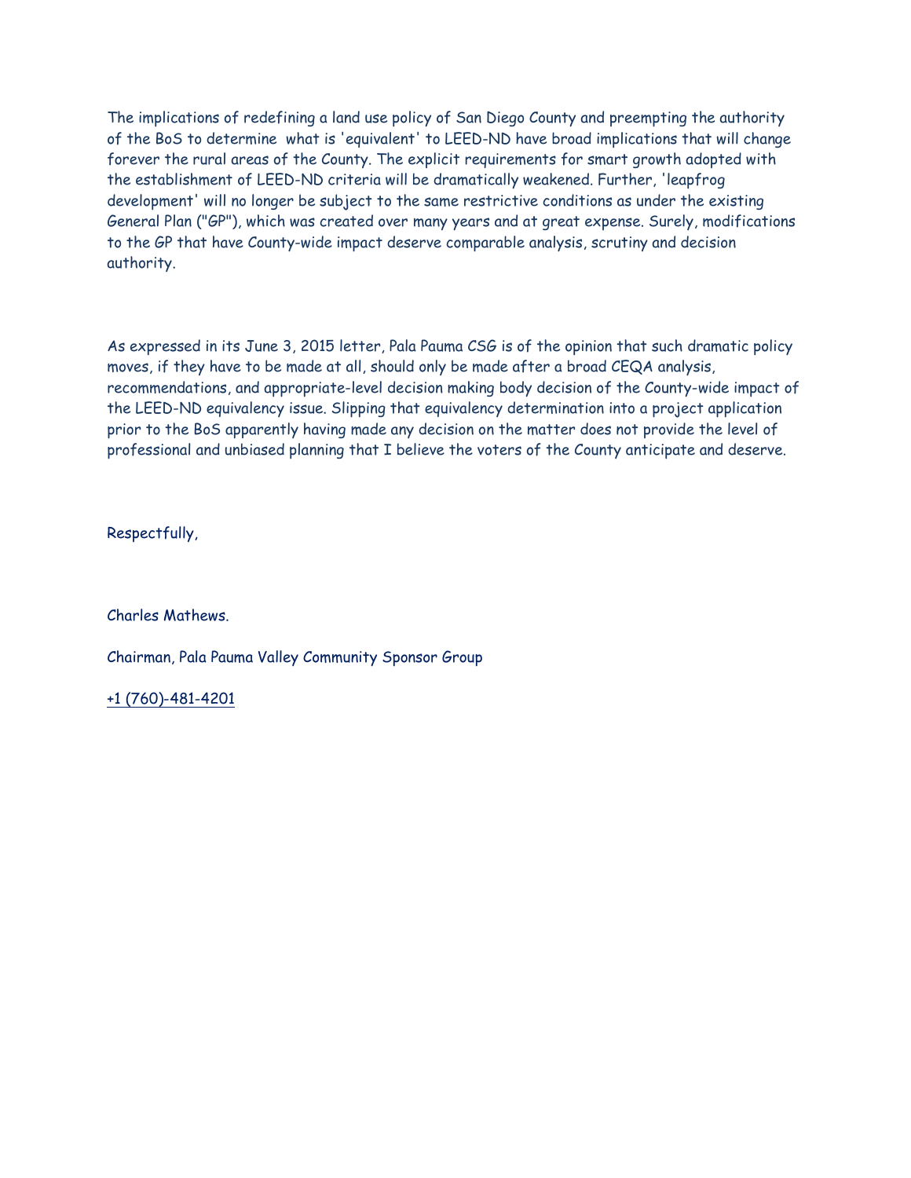The implications of redefining a land use policy of San Diego County and preempting the authority of the BoS to determine what is 'equivalent' to LEED-ND have broad implications that will change forever the rural areas of the County. The explicit requirements for smart growth adopted with the establishment of LEED-ND criteria will be dramatically weakened. Further, 'leapfrog development' will no longer be subject to the same restrictive conditions as under the existing General Plan ("GP"), which was created over many years and at great expense. Surely, modifications to the GP that have County-wide impact deserve comparable analysis, scrutiny and decision authority.

As expressed in its June 3, 2015 letter, Pala Pauma CSG is of the opinion that such dramatic policy moves, if they have to be made at all, should only be made after a broad CEQA analysis, recommendations, and appropriate-level decision making body decision of the County-wide impact of the LEED-ND equivalency issue. Slipping that equivalency determination into a project application prior to the BoS apparently having made any decision on the matter does not provide the level of professional and unbiased planning that I believe the voters of the County anticipate and deserve.

Respectfully,

Charles Mathews.

Chairman, Pala Pauma Valley Community Sponsor Group

+1 (760)-481-4201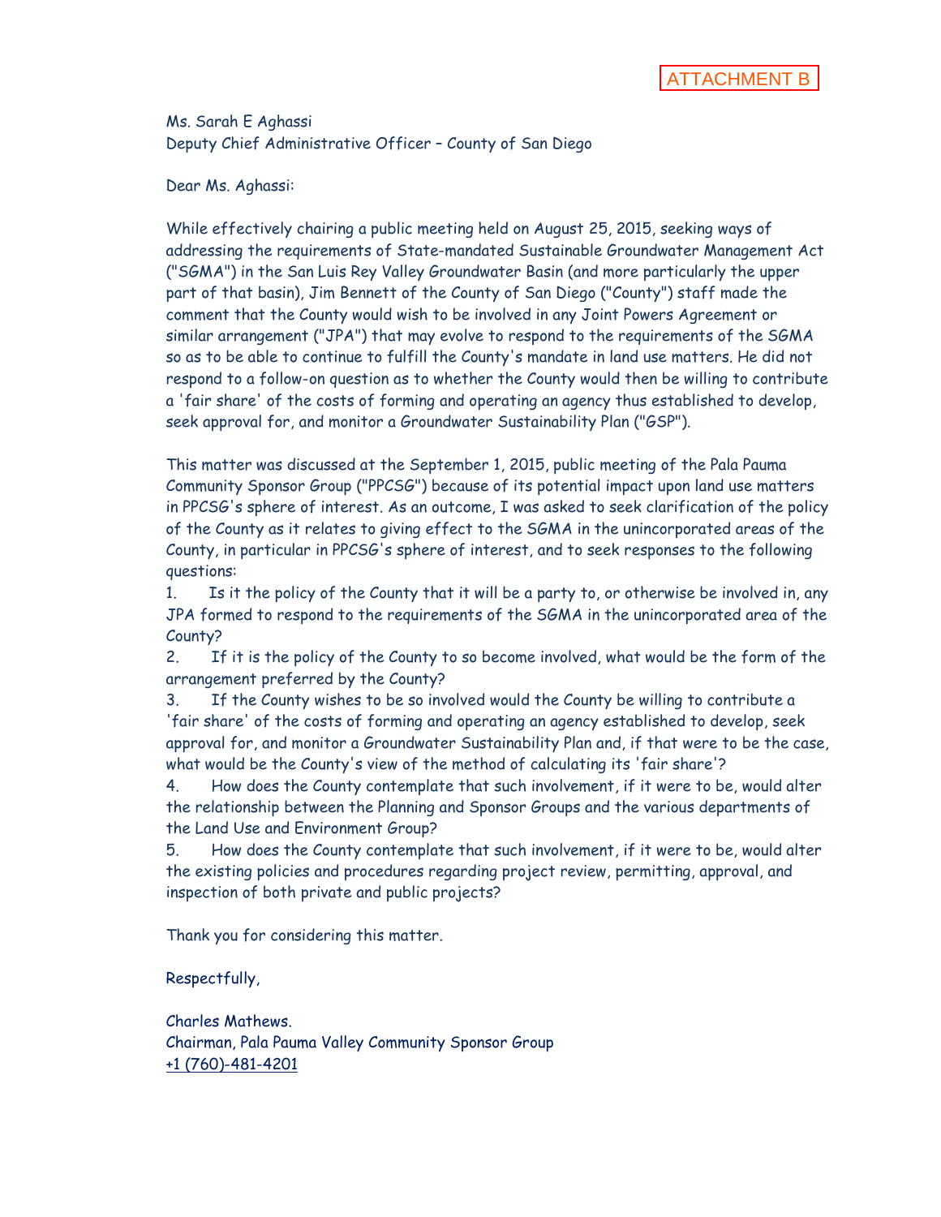ATTACHMENT B

Ms. Sarah E Aghassi
Deputy Chief Administrative Officer – County of San Diego

Dear Ms. Aghassi:

While effectively chairing a public meeting held on August 25, 2015, seeking ways of addressing the requirements of State-mandated Sustainable Groundwater Management Act ("SGMA") in the San Luis Rey Valley Groundwater Basin (and more particularly the upper part of that basin), Jim Bennett of the County of San Diego ("County") staff made the comment that the County would wish to be involved in any Joint Powers Agreement or similar arrangement ("JPA") that may evolve to respond to the requirements of the SGMA so as to be able to continue to fulfill the County's mandate in land use matters. He did not respond to a follow-on question as to whether the County would then be willing to contribute a 'fair share' of the costs of forming and operating an agency thus established to develop, seek approval for, and monitor a Groundwater Sustainability Plan ("GSP").

This matter was discussed at the September 1, 2015, public meeting of the Pala Pauma Community Sponsor Group ("PPCSG") because of its potential impact upon land use matters in PPCSG's sphere of interest. As an outcome, I was asked to seek clarification of the policy of the County as it relates to giving effect to the SGMA in the unincorporated areas of the County, in particular in PPCSG's sphere of interest, and to seek responses to the following questions:

1. Is it the policy of the County that it will be a party to, or otherwise be involved in, any JPA formed to respond to the requirements of the SGMA in the unincorporated area of the County?
2. If it is the policy of the County to so become involved, what would be the form of the arrangement preferred by the County?
3. If the County wishes to be so involved would the County be willing to contribute a 'fair share' of the costs of forming and operating an agency established to develop, seek approval for, and monitor a Groundwater Sustainability Plan and, if that were to be the case, what would be the County's view of the method of calculating its 'fair share'?
4. How does the County contemplate that such involvement, if it were to be, would alter the relationship between the Planning and Sponsor Groups and the various departments of the Land Use and Environment Group?
5. How does the County contemplate that such involvement, if it were to be, would alter the existing policies and procedures regarding project review, permitting, approval, and inspection of both private and public projects?

Thank you for considering this matter.

Respectfully,

Charles Mathews.
Chairman, Pala Pauma Valley Community Sponsor Group
+1 (760)-481-4201